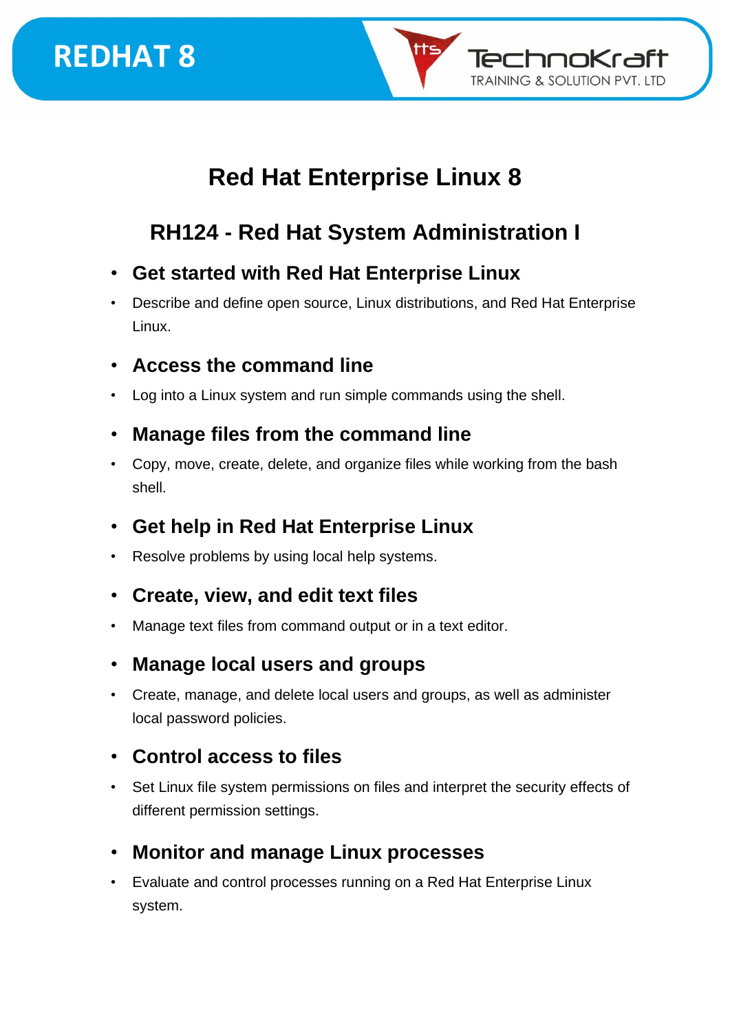REDHAT 8

TechnoKraft TRAINING & SOLUTION PVT. LTD

# Red Hat Enterprise Linux 8

## RH124 - Red Hat System Administration I

- **Get started with Red Hat Enterprise Linux**
- Describe and define open source, Linux distributions, and Red Hat Enterprise Linux.

- **Access the command line**
- Log into a Linux system and run simple commands using the shell.

- **Manage files from the command line**
- Copy, move, create, delete, and organize files while working from the bash shell.

- **Get help in Red Hat Enterprise Linux**
- Resolve problems by using local help systems.

- **Create, view, and edit text files**
- Manage text files from command output or in a text editor.

- **Manage local users and groups**
- Create, manage, and delete local users and groups, as well as administer local password policies.

- **Control access to files**
- Set Linux file system permissions on files and interpret the security effects of different permission settings.

- **Monitor and manage Linux processes**
- Evaluate and control processes running on a Red Hat Enterprise Linux system.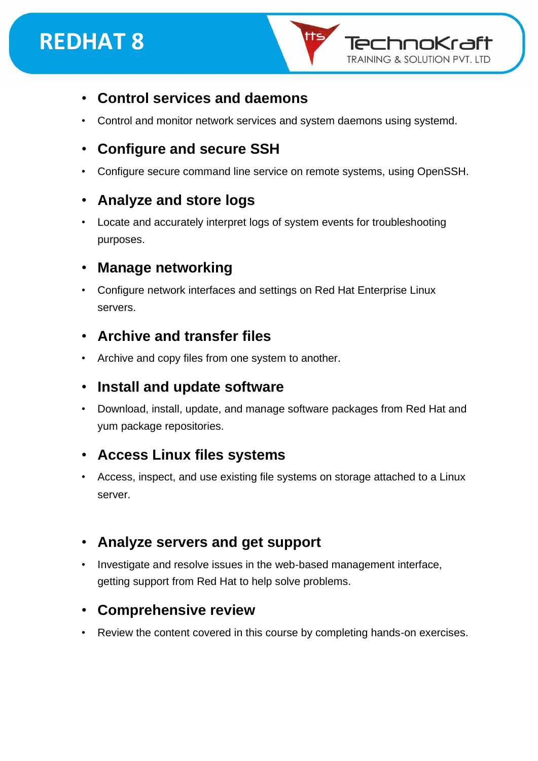- **Control services and daemons**
- Control and monitor network services and system daemons using systemd.
- **Configure and secure SSH**
- Configure secure command line service on remote systems, using OpenSSH.
- **Analyze and store logs**
- Locate and accurately interpret logs of system events for troubleshooting purposes.
- **Manage networking**
- Configure network interfaces and settings on Red Hat Enterprise Linux servers.
- **Archive and transfer files**
- Archive and copy files from one system to another.
- **Install and update software**
- Download, install, update, and manage software packages from Red Hat and yum package repositories.
- **Access Linux files systems**
- Access, inspect, and use existing file systems on storage attached to a Linux server.
- **Analyze servers and get support**
- Investigate and resolve issues in the web-based management interface, getting support from Red Hat to help solve problems.
- **Comprehensive review**
- Review the content covered in this course by completing hands-on exercises.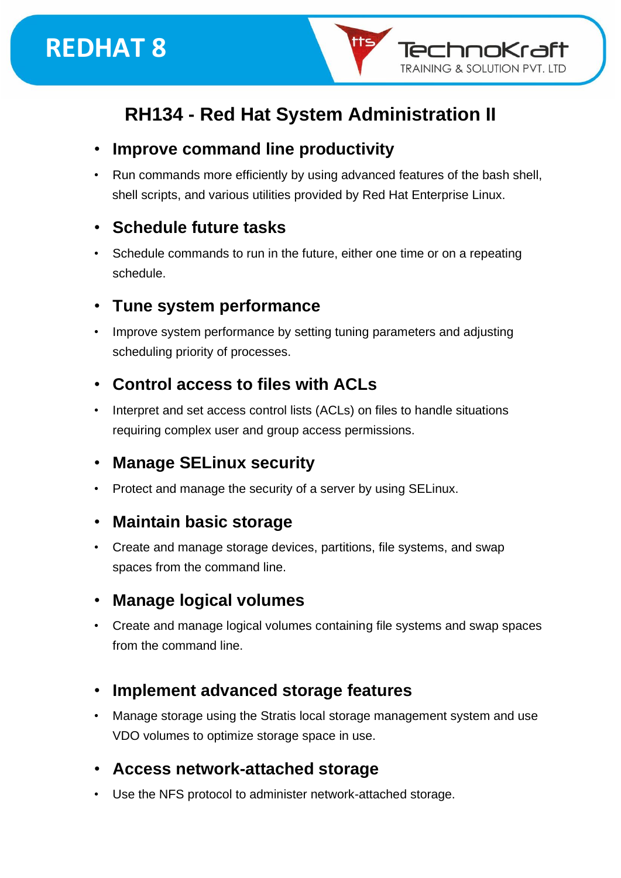# RH134 - Red Hat System Administration II

- **Improve command line productivity**
  - Run commands more efficiently by using advanced features of the bash shell, shell scripts, and various utilities provided by Red Hat Enterprise Linux.

- **Schedule future tasks**
  - Schedule commands to run in the future, either one time or on a repeating schedule.

- **Tune system performance**
  - Improve system performance by setting tuning parameters and adjusting scheduling priority of processes.

- **Control access to files with ACLs**
  - Interpret and set access control lists (ACLs) on files to handle situations requiring complex user and group access permissions.

- **Manage SELinux security**
  - Protect and manage the security of a server by using SELinux.

- **Maintain basic storage**
  - Create and manage storage devices, partitions, file systems, and swap spaces from the command line.

- **Manage logical volumes**
  - Create and manage logical volumes containing file systems and swap spaces from the command line.

- **Implement advanced storage features**
  - Manage storage using the Stratis local storage management system and use VDO volumes to optimize storage space in use.

- **Access network-attached storage**
  - Use the NFS protocol to administer network-attached storage.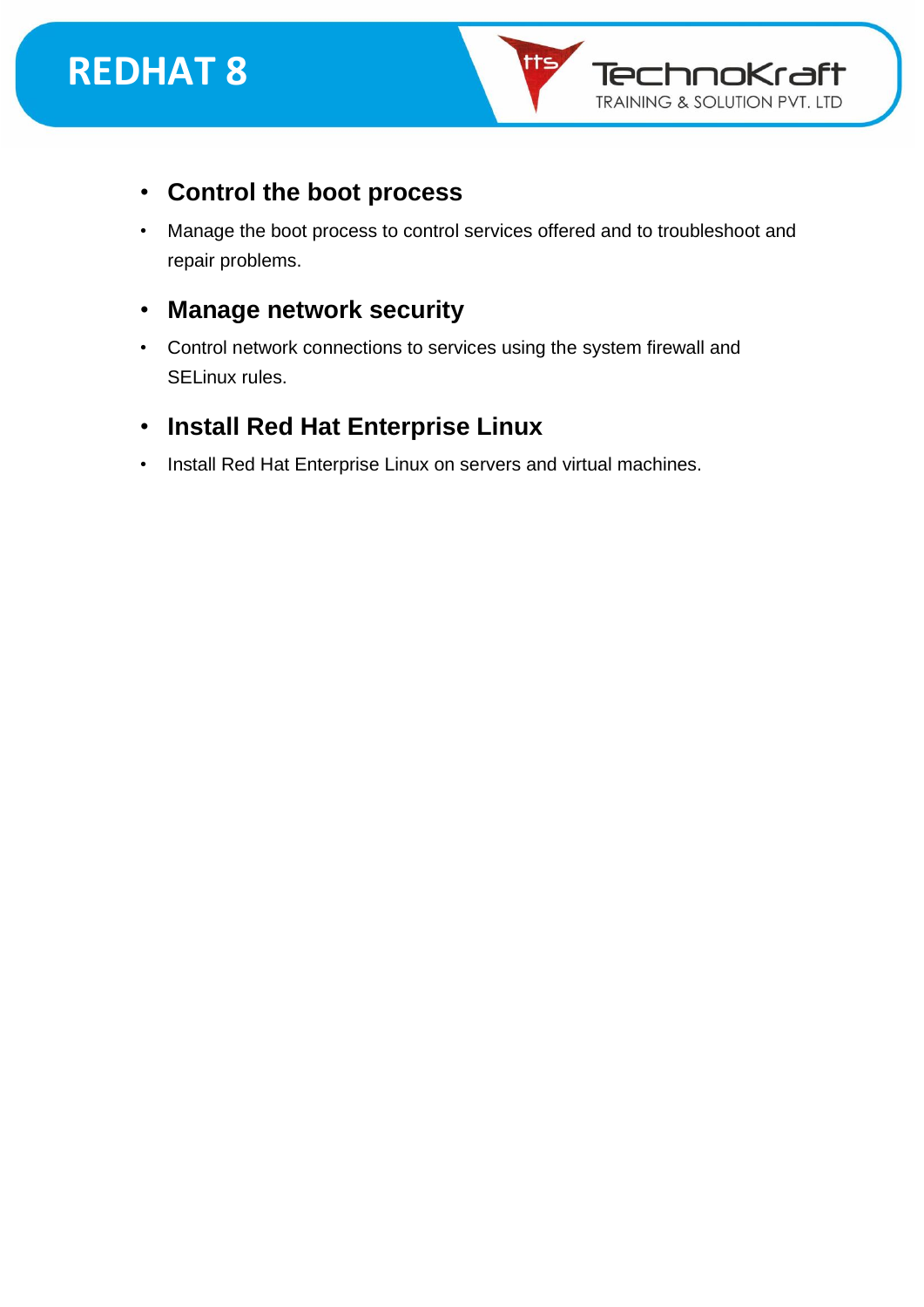- **Control the boot process**
- Manage the boot process to control services offered and to troubleshoot and repair problems.
- **Manage network security**
- Control network connections to services using the system firewall and SELinux rules.
- **Install Red Hat Enterprise Linux**
- Install Red Hat Enterprise Linux on servers and virtual machines.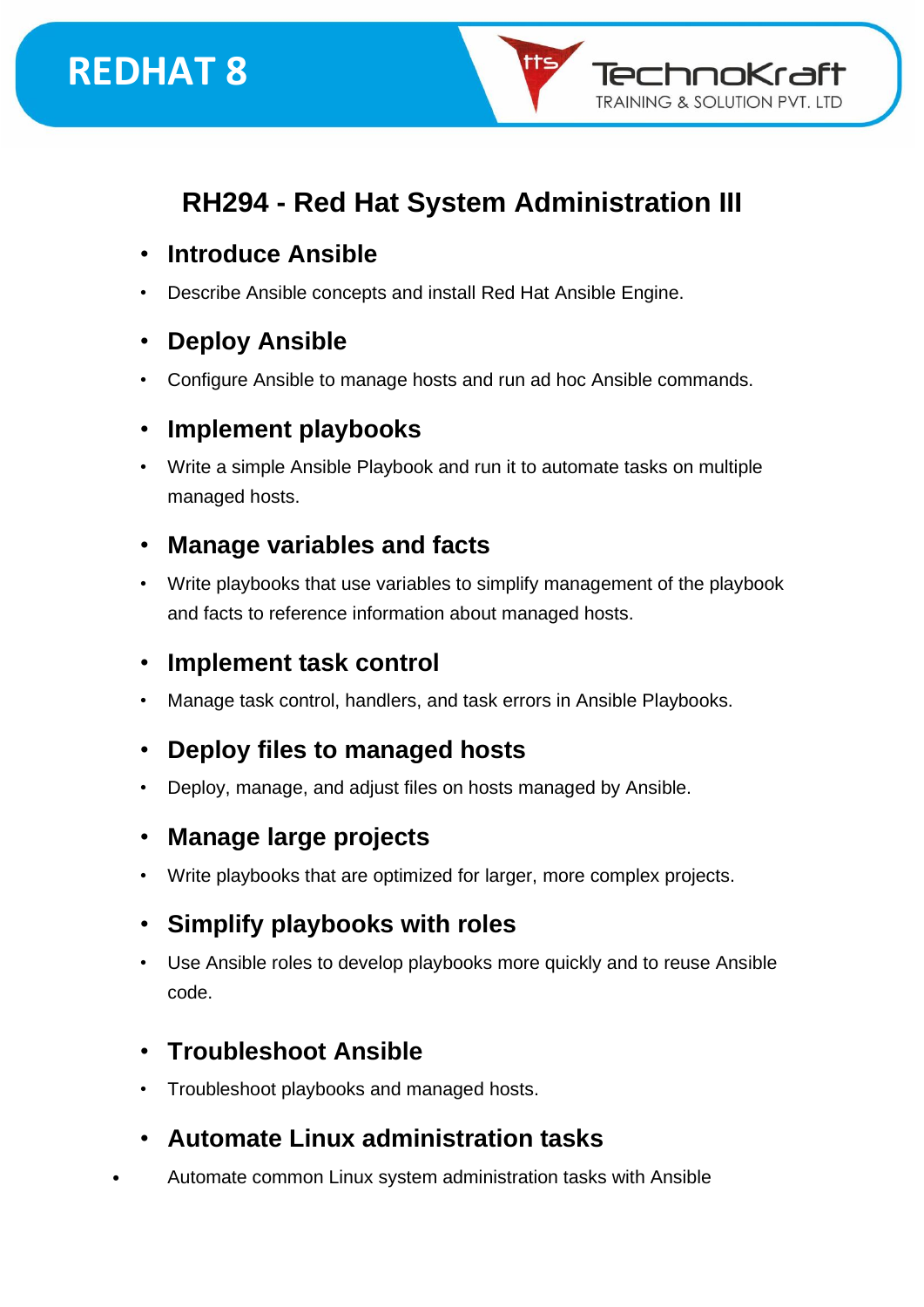# RH294 - Red Hat System Administration III

- **Introduce Ansible**
- Describe Ansible concepts and install Red Hat Ansible Engine.
- **Deploy Ansible**
- Configure Ansible to manage hosts and run ad hoc Ansible commands.
- **Implement playbooks**
- Write a simple Ansible Playbook and run it to automate tasks on multiple managed hosts.
- **Manage variables and facts**
- Write playbooks that use variables to simplify management of the playbook and facts to reference information about managed hosts.
- **Implement task control**
- Manage task control, handlers, and task errors in Ansible Playbooks.
- **Deploy files to managed hosts**
- Deploy, manage, and adjust files on hosts managed by Ansible.
- **Manage large projects**
- Write playbooks that are optimized for larger, more complex projects.
- **Simplify playbooks with roles**
- Use Ansible roles to develop playbooks more quickly and to reuse Ansible code.
- **Troubleshoot Ansible**
- Troubleshoot playbooks and managed hosts.
- **Automate Linux administration tasks**
- Automate common Linux system administration tasks with Ansible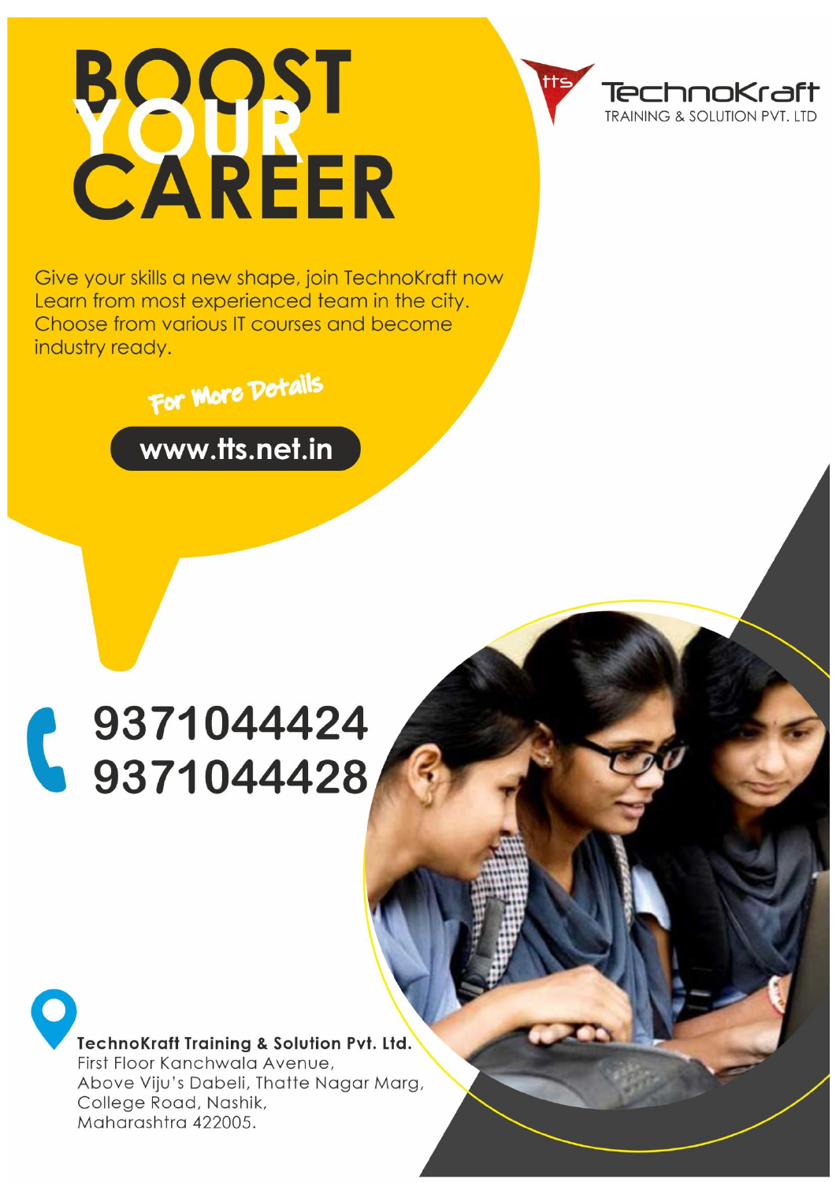TechnoKraft
TRAINING & SOLUTION PVT. LTD

# BOOST YOUR CAREER

Give your skills a new shape, join TechnoKraft now
Learn from most experienced team in the city.
Choose from various IT courses and become industry ready.

For More Details

**www.tts.net.in**

**9371044424**
**9371044428**

**TechnoKraft Training & Solution Pvt. Ltd.**
First Floor Kanchwala Avenue,
Above Viju's Dabeli, Thatte Nagar Marg,
College Road, Nashik,
Maharashtra 422005.